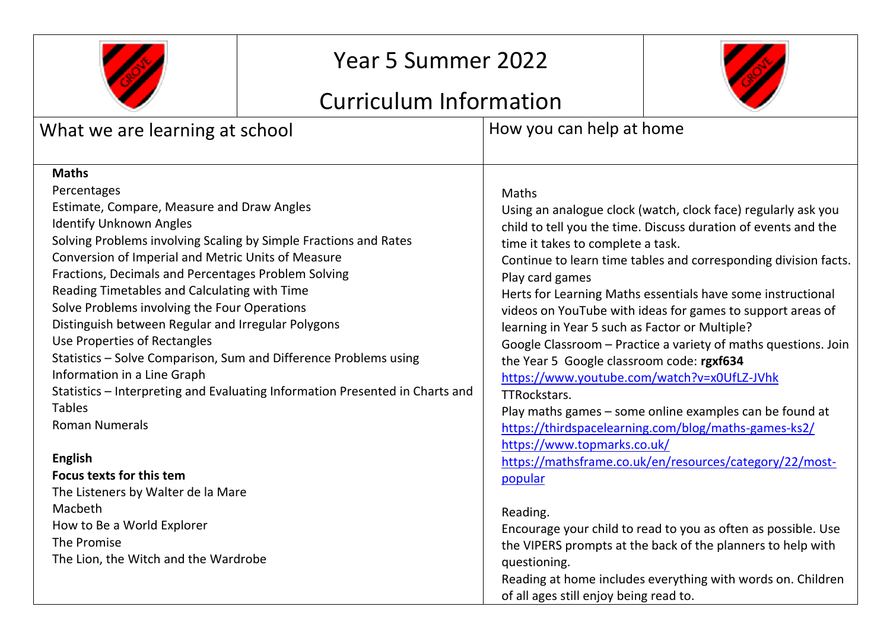# Year 5 Summer 2022

# Curriculum Information

## What we are learning at school

**Maths**

Percentages
Estimate, Compare, Measure and Draw Angles
Identify Unknown Angles
Solving Problems involving Scaling by Simple Fractions and Rates
Conversion of Imperial and Metric Units of Measure
Fractions, Decimals and Percentages Problem Solving
Reading Timetables and Calculating with Time
Solve Problems involving the Four Operations
Distinguish between Regular and Irregular Polygons
Use Properties of Rectangles
Statistics – Solve Comparison, Sum and Difference Problems using Information in a Line Graph
Statistics – Interpreting and Evaluating Information Presented in Charts and Tables
Roman Numerals

**English**

**Focus texts for this tem**

The Listeners by Walter de la Mare
Macbeth
How to Be a World Explorer
The Promise
The Lion, the Witch and the Wardrobe

## How you can help at home

Maths

Using an analogue clock (watch, clock face) regularly ask you child to tell you the time. Discuss duration of events and the time it takes to complete a task.
Continue to learn time tables and corresponding division facts.
Play card games
Herts for Learning Maths essentials have some instructional videos on YouTube with ideas for games to support areas of learning in Year 5 such as Factor or Multiple?
Google Classroom – Practice a variety of maths questions. Join the Year 5 Google classroom code: **rgxf634**
https://www.youtube.com/watch?v=x0UfLZ-JVhk
TTRockstars.
Play maths games – some online examples can be found at
https://thirdspacelearning.com/blog/maths-games-ks2/
https://www.topmarks.co.uk/
https://mathsframe.co.uk/en/resources/category/22/most-popular

Reading.

Encourage your child to read to you as often as possible. Use the VIPERS prompts at the back of the planners to help with questioning.
Reading at home includes everything with words on. Children of all ages still enjoy being read to.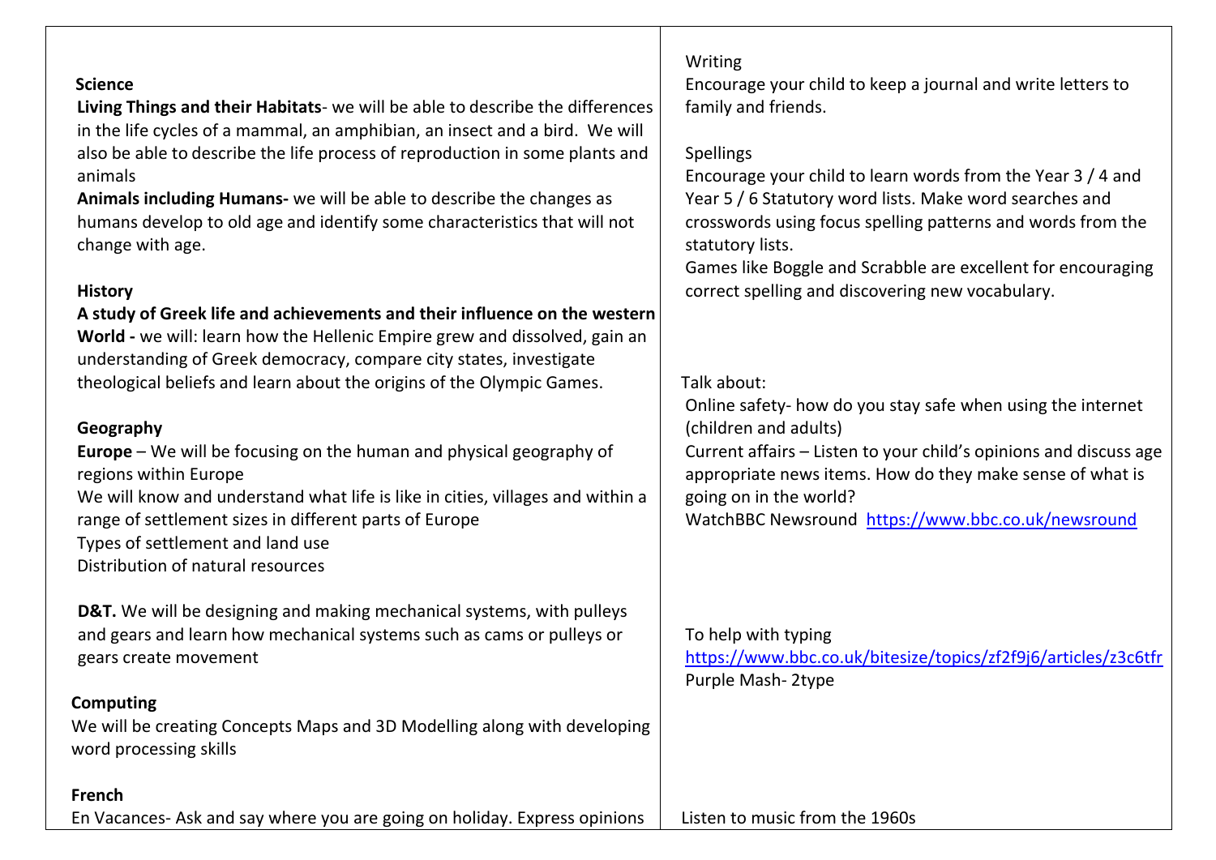**Science**

**Living Things and their Habitats**- we will be able to describe the differences in the life cycles of a mammal, an amphibian, an insect and a bird. We will also be able to describe the life process of reproduction in some plants and animals

**Animals including Humans-** we will be able to describe the changes as humans develop to old age and identify some characteristics that will not change with age.

**History**

**A study of Greek life and achievements and their influence on the western World -** we will: learn how the Hellenic Empire grew and dissolved, gain an understanding of Greek democracy, compare city states, investigate theological beliefs and learn about the origins of the Olympic Games.

**Geography**

**Europe** – We will be focusing on the human and physical geography of regions within Europe

We will know and understand what life is like in cities, villages and within a range of settlement sizes in different parts of Europe

Types of settlement and land use

Distribution of natural resources

**D&T.** We will be designing and making mechanical systems, with pulleys and gears and learn how mechanical systems such as cams or pulleys or gears create movement

**Computing**

We will be creating Concepts Maps and 3D Modelling along with developing word processing skills

**French**

En Vacances- Ask and say where you are going on holiday. Express opinions

Writing

Encourage your child to keep a journal and write letters to family and friends.

Spellings

Encourage your child to learn words from the Year 3 / 4 and Year 5 / 6 Statutory word lists. Make word searches and crosswords using focus spelling patterns and words from the statutory lists.

Games like Boggle and Scrabble are excellent for encouraging correct spelling and discovering new vocabulary.

Talk about:

Online safety- how do you stay safe when using the internet (children and adults)

Current affairs – Listen to your child's opinions and discuss age appropriate news items. How do they make sense of what is going on in the world?

WatchBBC Newsround https://www.bbc.co.uk/newsround

To help with typing

https://www.bbc.co.uk/bitesize/topics/zf2f9j6/articles/z3c6tfr

Purple Mash- 2type

Listen to music from the 1960s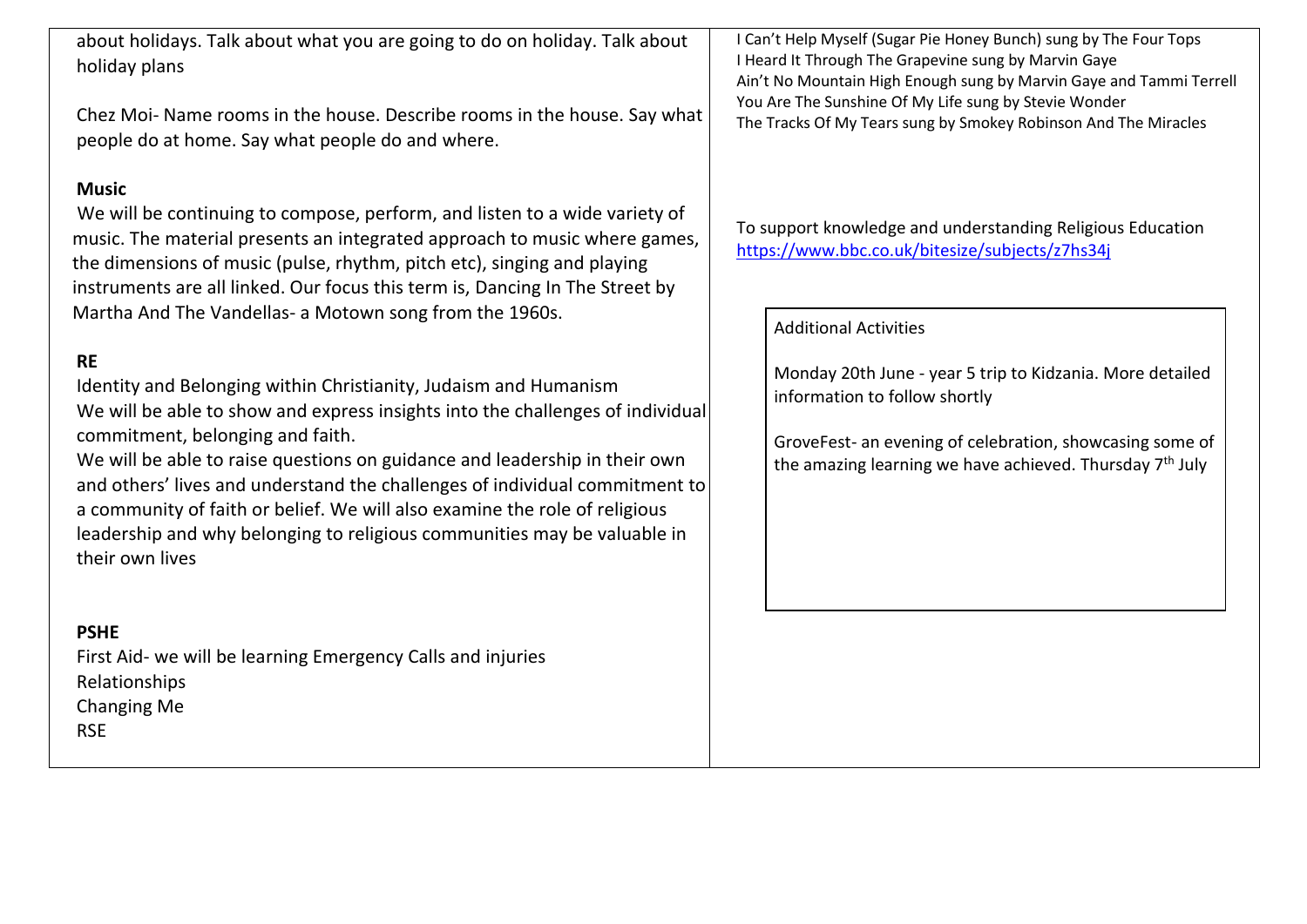about holidays. Talk about what you are going to do on holiday. Talk about holiday plans

Chez Moi- Name rooms in the house. Describe rooms in the house. Say what people do at home. Say what people do and where.

**Music**

We will be continuing to compose, perform, and listen to a wide variety of music. The material presents an integrated approach to music where games, the dimensions of music (pulse, rhythm, pitch etc), singing and playing instruments are all linked. Our focus this term is, Dancing In The Street by Martha And The Vandellas- a Motown song from the 1960s.

**RE**

Identity and Belonging within Christianity, Judaism and Humanism

We will be able to show and express insights into the challenges of individual commitment, belonging and faith.

We will be able to raise questions on guidance and leadership in their own and others' lives and understand the challenges of individual commitment to a community of faith or belief. We will also examine the role of religious leadership and why belonging to religious communities may be valuable in their own lives

**PSHE**

First Aid- we will be learning Emergency Calls and injuries

Relationships

Changing Me

RSE

I Can't Help Myself (Sugar Pie Honey Bunch) sung by The Four Tops
I Heard It Through The Grapevine sung by Marvin Gaye
Ain't No Mountain High Enough sung by Marvin Gaye and Tammi Terrell
You Are The Sunshine Of My Life sung by Stevie Wonder
The Tracks Of My Tears sung by Smokey Robinson And The Miracles

To support knowledge and understanding Religious Education
https://www.bbc.co.uk/bitesize/subjects/z7hs34j

Additional Activities

Monday 20th June - year 5 trip to Kidzania. More detailed information to follow shortly

GroveFest- an evening of celebration, showcasing some of the amazing learning we have achieved. Thursday 7th July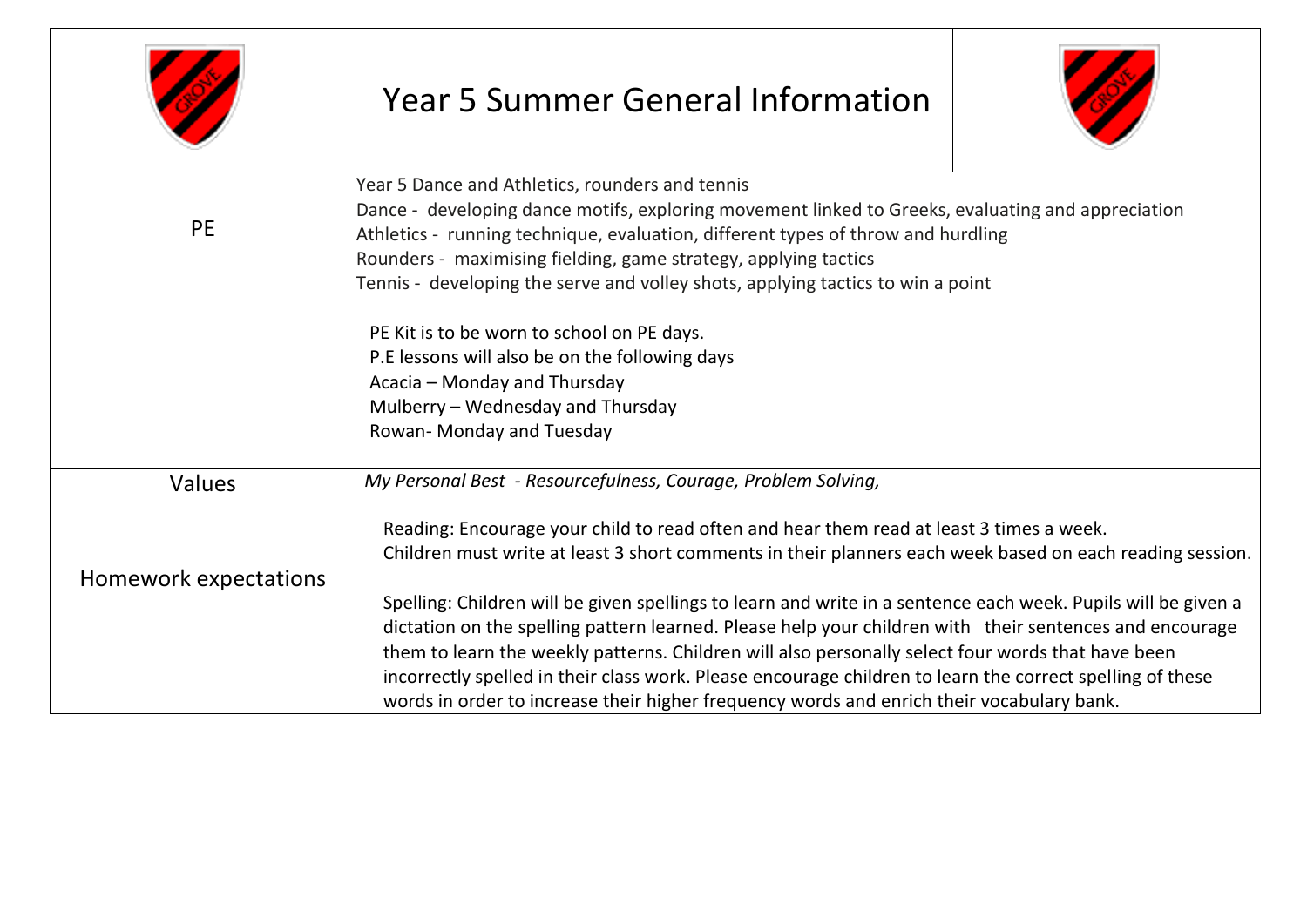| | Year 5 Summer General Information | |
|---|---|---|
| PE | Year 5 Dance and Athletics, rounders and tennis<br>Dance - developing dance motifs, exploring movement linked to Greeks, evaluating and appreciation<br>Athletics - running technique, evaluation, different types of throw and hurdling<br>Rounders - maximising fielding, game strategy, applying tactics<br>Tennis - developing the serve and volley shots, applying tactics to win a point<br><br>PE Kit is to be worn to school on PE days.<br>P.E lessons will also be on the following days<br>Acacia – Monday and Thursday<br>Mulberry – Wednesday and Thursday<br>Rowan- Monday and Tuesday | |
| Values | *My Personal Best - Resourcefulness, Courage, Problem Solving,* | |
| Homework expectations | Reading: Encourage your child to read often and hear them read at least 3 times a week.<br>Children must write at least 3 short comments in their planners each week based on each reading session.<br><br>Spelling: Children will be given spellings to learn and write in a sentence each week. Pupils will be given a dictation on the spelling pattern learned. Please help your children with their sentences and encourage them to learn the weekly patterns. Children will also personally select four words that have been incorrectly spelled in their class work. Please encourage children to learn the correct spelling of these words in order to increase their higher frequency words and enrich their vocabulary bank. | |